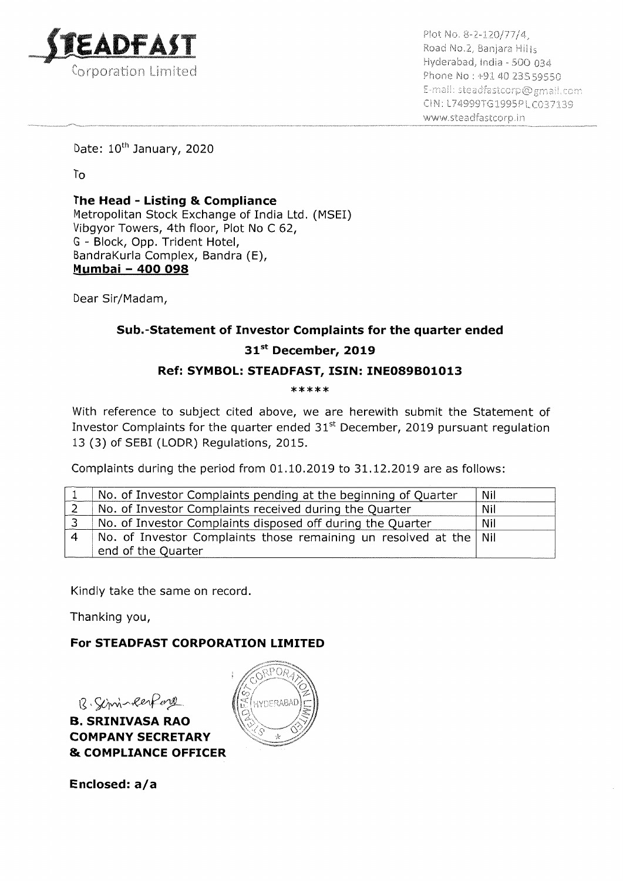**STEADFAST**
Corporation Limited

Plot No. 8-2-120/77/4,
Road No.2, Banjara Hills
Hyderabad, India - 500 034
Phone No : +91 40 23559550
E-mail: steadfastcorp@gmail.com
CIN: L74999TG1995PLC037139
www.steadfastcorp.in

Date: 10th January, 2020

To

**The Head - Listing & Compliance**
Metropolitan Stock Exchange of India Ltd. (MSEI)
Vibgyor Towers, 4th floor, Plot No C 62,
G - Block, Opp. Trident Hotel,
BandraKurla Complex, Bandra (E),
**Mumbai – 400 098**

Dear Sir/Madam,

**Sub.-Statement of Investor Complaints for the quarter ended 31st December, 2019**

**Ref: SYMBOL: STEADFAST, ISIN: INE089B01013**

*****

With reference to subject cited above, we are herewith submit the Statement of Investor Complaints for the quarter ended 31st December, 2019 pursuant regulation 13 (3) of SEBI (LODR) Regulations, 2015.

Complaints during the period from 01.10.2019 to 31.12.2019 are as follows:

| | | |
|---|---|---|
| 1 | No. of Investor Complaints pending at the beginning of Quarter | Nil |
| 2 | No. of Investor Complaints received during the Quarter | Nil |
| 3 | No. of Investor Complaints disposed off during the Quarter | Nil |
| 4 | No. of Investor Complaints those remaining un resolved at the end of the Quarter | Nil |

Kindly take the same on record.

Thanking you,

**For STEADFAST CORPORATION LIMITED**

**B. SRINIVASA RAO**
**COMPANY SECRETARY**
**& COMPLIANCE OFFICER**

**Enclosed: a/a**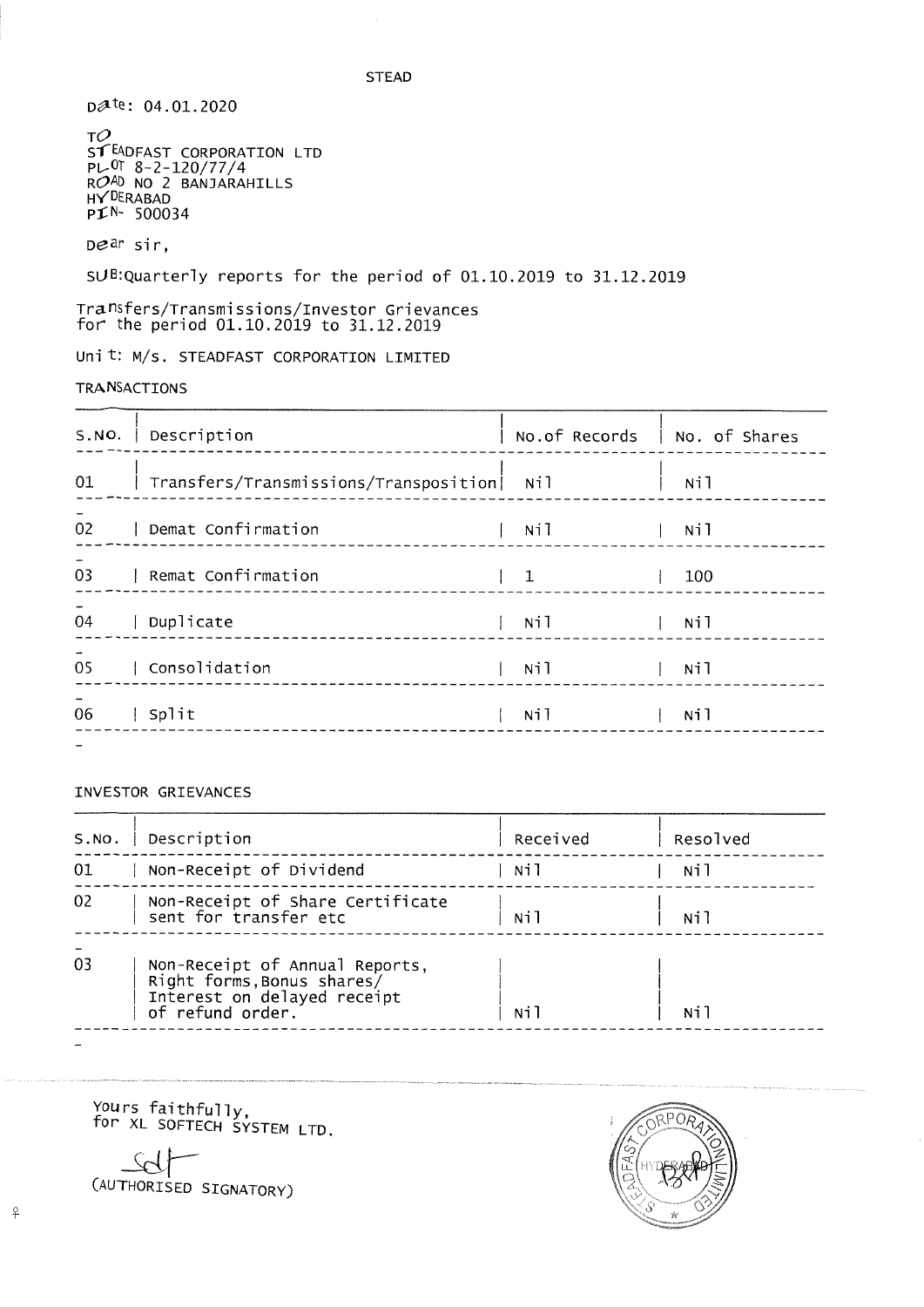STEAD

Date: 04.01.2020

TO
STEADFAST CORPORATION LTD
PLOT 8-2-120/77/4
ROAD NO 2 BANJARAHILLS
HYDERABAD
PIN- 500034

Dear sir,

SUB:Quarterly reports for the period of 01.10.2019 to 31.12.2019

Transfers/Transmissions/Investor Grievances
for the period 01.10.2019 to 31.12.2019

Unit: M/s. STEADFAST CORPORATION LIMITED

TRANSACTIONS

| S.NO. | Description | No.of Records | No. of Shares |
|---|---|---|---|
| 01 | Transfers/Transmissions/Transposition | Nil | Nil |
| 02 | Demat Confirmation | Nil | Nil |
| 03 | Remat Confirmation | 1 | 100 |
| 04 | Duplicate | Nil | Nil |
| 05 | Consolidation | Nil | Nil |
| 06 | Split | Nil | Nil |

INVESTOR GRIEVANCES

| S.NO. | Description | Received | Resolved |
|---|---|---|---|
| 01 | Non-Receipt of Dividend | Nil | Nil |
| 02 | Non-Receipt of Share Certificate sent for transfer etc | Nil | Nil |
| 03 | Non-Receipt of Annual Reports, Right forms, Bonus shares/ Interest on delayed receipt of refund order. | Nil | Nil |

Yours faithfully,
for XL SOFTECH SYSTEM LTD.

(AUTHORISED SIGNATORY)